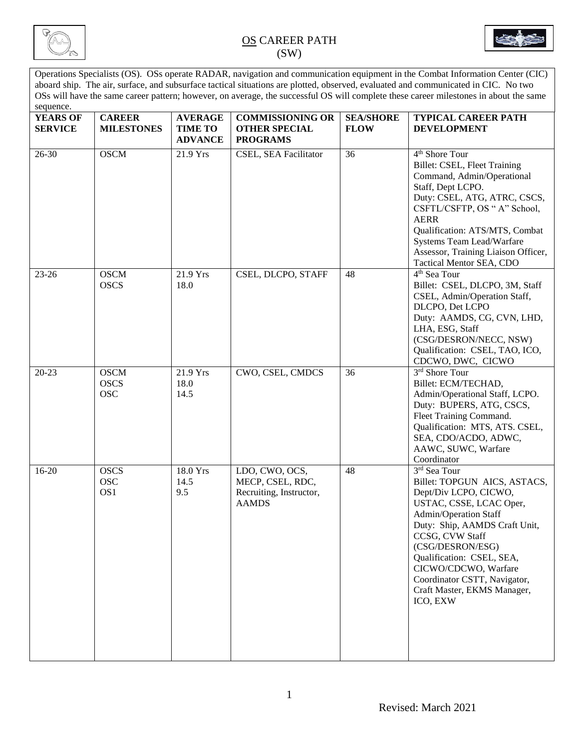# OS CAREER PATH
## (SW)

Operations Specialists (OS). OSs operate RADAR, navigation and communication equipment in the Combat Information Center (CIC) aboard ship. The air, surface, and subsurface tactical situations are plotted, observed, evaluated and communicated in CIC. No two OSs will have the same career pattern; however, on average, the successful OS will complete these career milestones in about the same sequence.

| YEARS OF SERVICE | CAREER MILESTONES | AVERAGE TIME TO ADVANCE | COMMISSIONING OR OTHER SPECIAL PROGRAMS | SEA/SHORE FLOW | TYPICAL CAREER PATH DEVELOPMENT |
|---|---|---|---|---|---|
| 26-30 | OSCM | 21.9 Yrs | CSEL, SEA Facilitator | 36 | 4th Shore Tour<br>Billet: CSEL, Fleet Training Command, Admin/Operational Staff, Dept LCPO.<br>Duty: CSEL, ATG, ATRC, CSCS, CSFTL/CSFTP, OS " A" School, AERR<br>Qualification: ATS/MTS, Combat Systems Team Lead/Warfare Assessor, Training Liaison Officer, Tactical Mentor SEA, CDO |
| 23-26 | OSCM<br>OSCS | 21.9 Yrs<br>18.0 | CSEL, DLCPO, STAFF | 48 | 4th Sea Tour<br>Billet: CSEL, DLCPO, 3M, Staff CSEL, Admin/Operation Staff, DLCPO, Det LCPO<br>Duty: AAMDS, CG, CVN, LHD, LHA, ESG, Staff (CSG/DESRON/NECC, NSW)<br>Qualification: CSEL, TAO, ICO, CDCWO, DWC, CICWO |
| 20-23 | OSCM<br>OSCS<br>OSC | 21.9 Yrs<br>18.0<br>14.5 | CWO, CSEL, CMDCS | 36 | 3rd Shore Tour<br>Billet: ECM/TECHAD, Admin/Operational Staff, LCPO.<br>Duty: BUPERS, ATG, CSCS, Fleet Training Command.<br>Qualification: MTS, ATS. CSEL, SEA, CDO/ACDO, ADWC, AAWC, SUWC, Warfare Coordinator |
| 16-20 | OSCS<br>OSC<br>OS1 | 18.0 Yrs<br>14.5<br>9.5 | LDO, CWO, OCS, MECP, CSEL, RDC, Recruiting, Instructor, AAMDS | 48 | 3rd Sea Tour<br>Billet: TOPGUN AICS, ASTACS, Dept/Div LCPO, CICWO, USTAC, CSSE, LCAC Oper, Admin/Operation Staff<br>Duty: Ship, AAMDS Craft Unit, CCSG, CVW Staff (CSG/DESRON/ESG)<br>Qualification: CSEL, SEA, CICWO/CDCWO, Warfare Coordinator CSTT, Navigator, Craft Master, EKMS Manager, ICO, EXW |

Revised: March 2021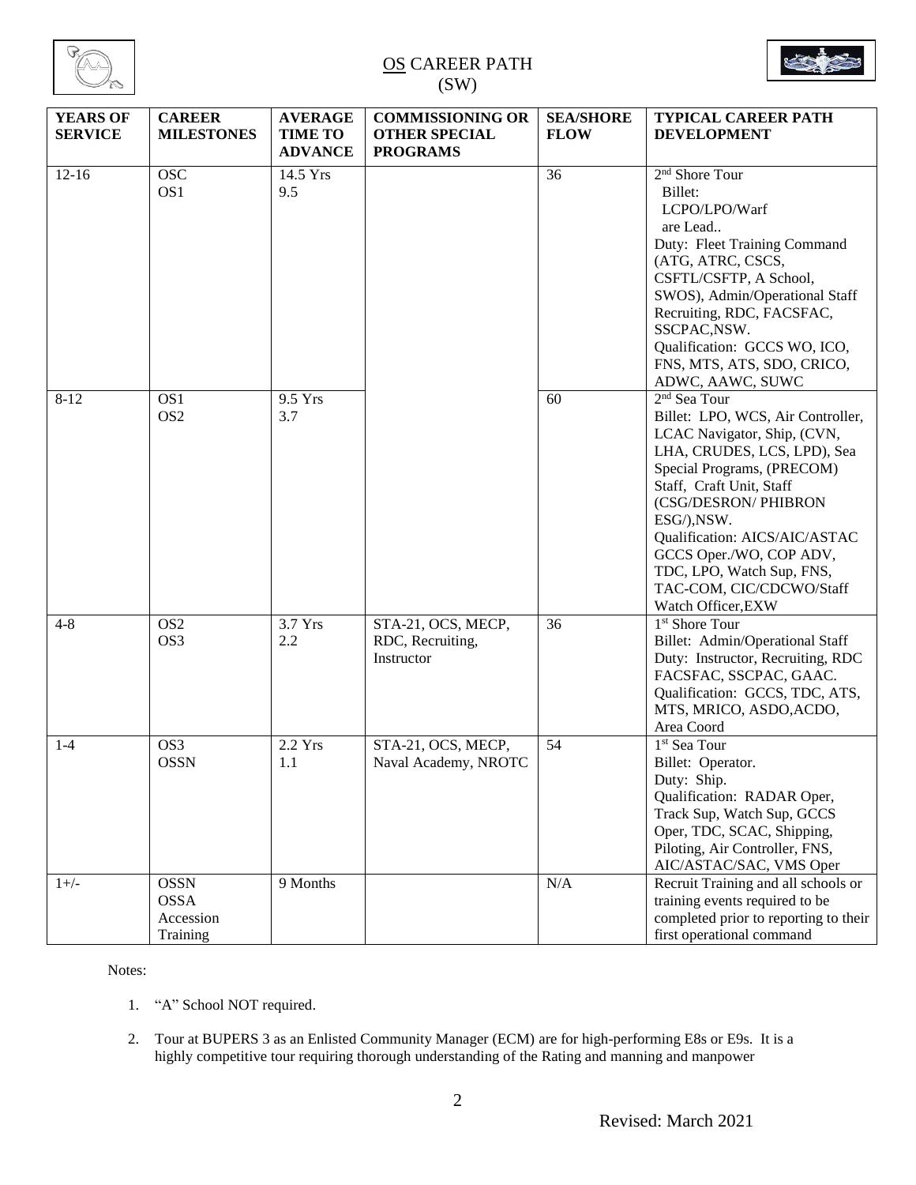# OS CAREER PATH
# (SW)

| YEARS OF SERVICE | CAREER MILESTONES | AVERAGE TIME TO ADVANCE | COMMISSIONING OR OTHER SPECIAL PROGRAMS | SEA/SHORE FLOW | TYPICAL CAREER PATH DEVELOPMENT |
|---|---|---|---|---|---|
| 12-16 | OSC<br>OS1 | 14.5 Yrs<br>9.5 | | 36 | 2nd Shore Tour<br>Billet:<br>LCPO/LPO/Warf are Lead..<br>Duty: Fleet Training Command (ATG, ATRC, CSCS, CSFTL/CSFTP, A School, SWOS), Admin/Operational Staff Recruiting, RDC, FACSFAC, SSCPAC,NSW.<br>Qualification: GCCS WO, ICO, FNS, MTS, ATS, SDO, CRICO, ADWC, AAWC, SUWC |
| 8-12 | OS1<br>OS2 | 9.5 Yrs<br>3.7 | | 60 | 2nd Sea Tour<br>Billet: LPO, WCS, Air Controller, LCAC Navigator, Ship, (CVN, LHA, CRUDES, LCS, LPD), Sea Special Programs, (PRECOM) Staff, Craft Unit, Staff (CSG/DESRON/ PHIBRON ESG/),NSW.<br>Qualification: AICS/AIC/ASTAC GCCS Oper./WO, COP ADV, TDC, LPO, Watch Sup, FNS, TAC-COM, CIC/CDCWO/Staff Watch Officer,EXW |
| 4-8 | OS2<br>OS3 | 3.7 Yrs<br>2.2 | STA-21, OCS, MECP, RDC, Recruiting, Instructor | 36 | 1st Shore Tour<br>Billet: Admin/Operational Staff<br>Duty: Instructor, Recruiting, RDC FACSFAC, SSCPAC, GAAC.<br>Qualification: GCCS, TDC, ATS, MTS, MRICO, ASDO,ACDO, Area Coord |
| 1-4 | OS3<br>OSSN | 2.2 Yrs<br>1.1 | STA-21, OCS, MECP, Naval Academy, NROTC | 54 | 1st Sea Tour<br>Billet: Operator.<br>Duty: Ship.<br>Qualification: RADAR Oper, Track Sup, Watch Sup, GCCS Oper, TDC, SCAC, Shipping, Piloting, Air Controller, FNS, AIC/ASTAC/SAC, VMS Oper |
| 1+/- | OSSN<br>OSSA<br>Accession Training | 9 Months | | N/A | Recruit Training and all schools or training events required to be completed prior to reporting to their first operational command |

Notes:

1. "A" School NOT required.

2. Tour at BUPERS 3 as an Enlisted Community Manager (ECM) are for high-performing E8s or E9s. It is a highly competitive tour requiring thorough understanding of the Rating and manning and manpower

Revised: March 2021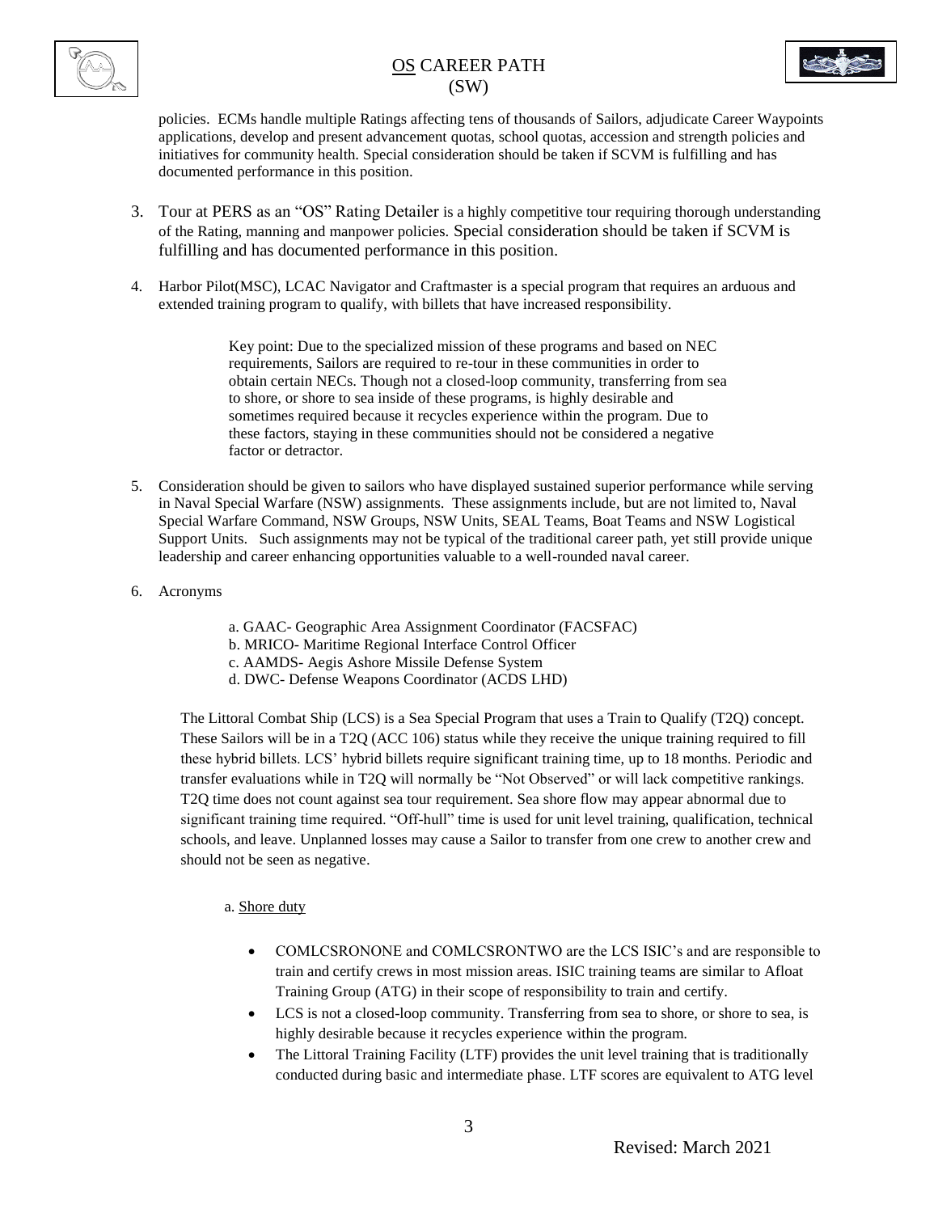policies. ECMs handle multiple Ratings affecting tens of thousands of Sailors, adjudicate Career Waypoints applications, develop and present advancement quotas, school quotas, accession and strength policies and initiatives for community health. Special consideration should be taken if SCVM is fulfilling and has documented performance in this position.

3. Tour at PERS as an "OS" Rating Detailer is a highly competitive tour requiring thorough understanding of the Rating, manning and manpower policies. Special consideration should be taken if SCVM is fulfilling and has documented performance in this position.

4. Harbor Pilot(MSC), LCAC Navigator and Craftmaster is a special program that requires an arduous and extended training program to qualify, with billets that have increased responsibility.

   Key point: Due to the specialized mission of these programs and based on NEC requirements, Sailors are required to re-tour in these communities in order to obtain certain NECs. Though not a closed-loop community, transferring from sea to shore, or shore to sea inside of these programs, is highly desirable and sometimes required because it recycles experience within the program. Due to these factors, staying in these communities should not be considered a negative factor or detractor.

5. Consideration should be given to sailors who have displayed sustained superior performance while serving in Naval Special Warfare (NSW) assignments. These assignments include, but are not limited to, Naval Special Warfare Command, NSW Groups, NSW Units, SEAL Teams, Boat Teams and NSW Logistical Support Units. Such assignments may not be typical of the traditional career path, yet still provide unique leadership and career enhancing opportunities valuable to a well-rounded naval career.

6. Acronyms

   a. GAAC- Geographic Area Assignment Coordinator (FACSFAC)
   b. MRICO- Maritime Regional Interface Control Officer
   c. AAMDS- Aegis Ashore Missile Defense System
   d. DWC- Defense Weapons Coordinator (ACDS LHD)

The Littoral Combat Ship (LCS) is a Sea Special Program that uses a Train to Qualify (T2Q) concept. These Sailors will be in a T2Q (ACC 106) status while they receive the unique training required to fill these hybrid billets. LCS' hybrid billets require significant training time, up to 18 months. Periodic and transfer evaluations while in T2Q will normally be "Not Observed" or will lack competitive rankings. T2Q time does not count against sea tour requirement. Sea shore flow may appear abnormal due to significant training time required. "Off-hull" time is used for unit level training, qualification, technical schools, and leave. Unplanned losses may cause a Sailor to transfer from one crew to another crew and should not be seen as negative.

a. Shore duty

- COMLCSRONONE and COMLCSRONTWO are the LCS ISIC's and are responsible to train and certify crews in most mission areas. ISIC training teams are similar to Afloat Training Group (ATG) in their scope of responsibility to train and certify.
- LCS is not a closed-loop community. Transferring from sea to shore, or shore to sea, is highly desirable because it recycles experience within the program.
- The Littoral Training Facility (LTF) provides the unit level training that is traditionally conducted during basic and intermediate phase. LTF scores are equivalent to ATG level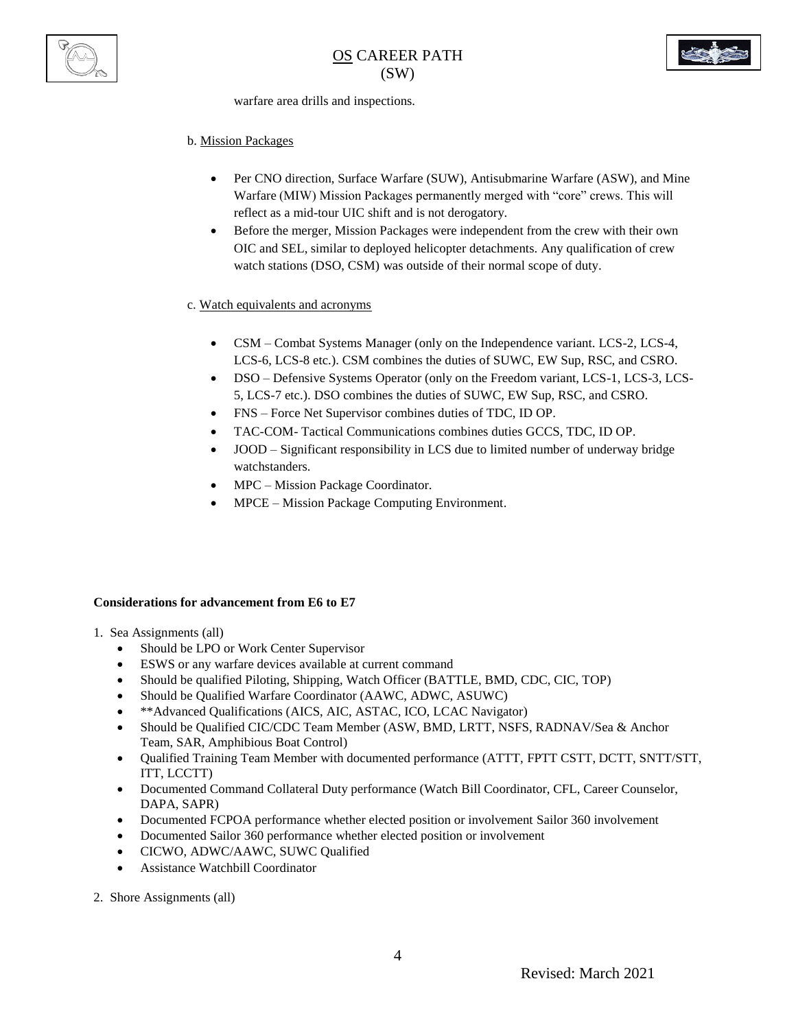warfare area drills and inspections.

b. Mission Packages

- Per CNO direction, Surface Warfare (SUW), Antisubmarine Warfare (ASW), and Mine Warfare (MIW) Mission Packages permanently merged with "core" crews. This will reflect as a mid-tour UIC shift and is not derogatory.
- Before the merger, Mission Packages were independent from the crew with their own OIC and SEL, similar to deployed helicopter detachments. Any qualification of crew watch stations (DSO, CSM) was outside of their normal scope of duty.

c. Watch equivalents and acronyms

- CSM – Combat Systems Manager (only on the Independence variant. LCS-2, LCS-4, LCS-6, LCS-8 etc.). CSM combines the duties of SUWC, EW Sup, RSC, and CSRO.
- DSO – Defensive Systems Operator (only on the Freedom variant, LCS-1, LCS-3, LCS-5, LCS-7 etc.). DSO combines the duties of SUWC, EW Sup, RSC, and CSRO.
- FNS – Force Net Supervisor combines duties of TDC, ID OP.
- TAC-COM- Tactical Communications combines duties GCCS, TDC, ID OP.
- JOOD – Significant responsibility in LCS due to limited number of underway bridge watchstanders.
- MPC – Mission Package Coordinator.
- MPCE – Mission Package Computing Environment.

**Considerations for advancement from E6 to E7**

1. Sea Assignments (all)
   - Should be LPO or Work Center Supervisor
   - ESWS or any warfare devices available at current command
   - Should be qualified Piloting, Shipping, Watch Officer (BATTLE, BMD, CDC, CIC, TOP)
   - Should be Qualified Warfare Coordinator (AAWC, ADWC, ASUWC)
   - **Advanced Qualifications (AICS, AIC, ASTAC, ICO, LCAC Navigator)
   - Should be Qualified CIC/CDC Team Member (ASW, BMD, LRTT, NSFS, RADNAV/Sea & Anchor Team, SAR, Amphibious Boat Control)
   - Qualified Training Team Member with documented performance (ATTT, FPTT CSTT, DCTT, SNTT/STT, ITT, LCCTT)
   - Documented Command Collateral Duty performance (Watch Bill Coordinator, CFL, Career Counselor, DAPA, SAPR)
   - Documented FCPOA performance whether elected position or involvement Sailor 360 involvement
   - Documented Sailor 360 performance whether elected position or involvement
   - CICWO, ADWC/AAWC, SUWC Qualified
   - Assistance Watchbill Coordinator

2. Shore Assignments (all)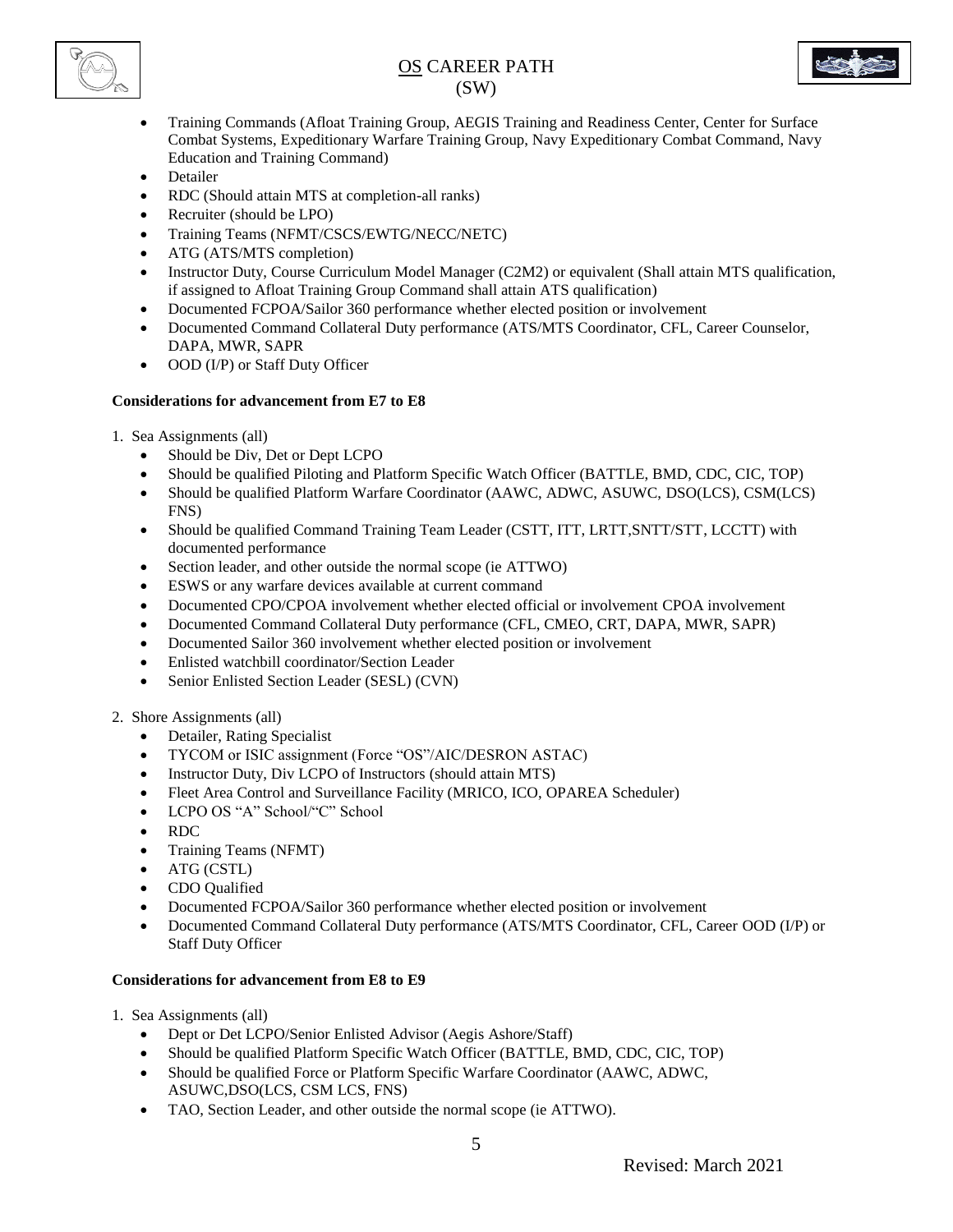- Training Commands (Afloat Training Group, AEGIS Training and Readiness Center, Center for Surface Combat Systems, Expeditionary Warfare Training Group, Navy Expeditionary Combat Command, Navy Education and Training Command)
- Detailer
- RDC (Should attain MTS at completion-all ranks)
- Recruiter (should be LPO)
- Training Teams (NFMT/CSCS/EWTG/NECC/NETC)
- ATG (ATS/MTS completion)
- Instructor Duty, Course Curriculum Model Manager (C2M2) or equivalent (Shall attain MTS qualification, if assigned to Afloat Training Group Command shall attain ATS qualification)
- Documented FCPOA/Sailor 360 performance whether elected position or involvement
- Documented Command Collateral Duty performance (ATS/MTS Coordinator, CFL, Career Counselor, DAPA, MWR, SAPR
- OOD (I/P) or Staff Duty Officer

**Considerations for advancement from E7 to E8**

1. Sea Assignments (all)
   - Should be Div, Det or Dept LCPO
   - Should be qualified Piloting and Platform Specific Watch Officer (BATTLE, BMD, CDC, CIC, TOP)
   - Should be qualified Platform Warfare Coordinator (AAWC, ADWC, ASUWC, DSO(LCS), CSM(LCS) FNS)
   - Should be qualified Command Training Team Leader (CSTT, ITT, LRTT,SNTT/STT, LCCTT) with documented performance
   - Section leader, and other outside the normal scope (ie ATTWO)
   - ESWS or any warfare devices available at current command
   - Documented CPO/CPOA involvement whether elected official or involvement CPOA involvement
   - Documented Command Collateral Duty performance (CFL, CMEO, CRT, DAPA, MWR, SAPR)
   - Documented Sailor 360 involvement whether elected position or involvement
   - Enlisted watchbill coordinator/Section Leader
   - Senior Enlisted Section Leader (SESL) (CVN)

2. Shore Assignments (all)
   - Detailer, Rating Specialist
   - TYCOM or ISIC assignment (Force "OS"/AIC/DESRON ASTAC)
   - Instructor Duty, Div LCPO of Instructors (should attain MTS)
   - Fleet Area Control and Surveillance Facility (MRICO, ICO, OPAREA Scheduler)
   - LCPO OS "A" School/"C" School
   - RDC
   - Training Teams (NFMT)
   - ATG (CSTL)
   - CDO Qualified
   - Documented FCPOA/Sailor 360 performance whether elected position or involvement
   - Documented Command Collateral Duty performance (ATS/MTS Coordinator, CFL, Career OOD (I/P) or Staff Duty Officer

**Considerations for advancement from E8 to E9**

1. Sea Assignments (all)
   - Dept or Det LCPO/Senior Enlisted Advisor (Aegis Ashore/Staff)
   - Should be qualified Platform Specific Watch Officer (BATTLE, BMD, CDC, CIC, TOP)
   - Should be qualified Force or Platform Specific Warfare Coordinator (AAWC, ADWC, ASUWC,DSO(LCS, CSM LCS, FNS)
   - TAO, Section Leader, and other outside the normal scope (ie ATTWO).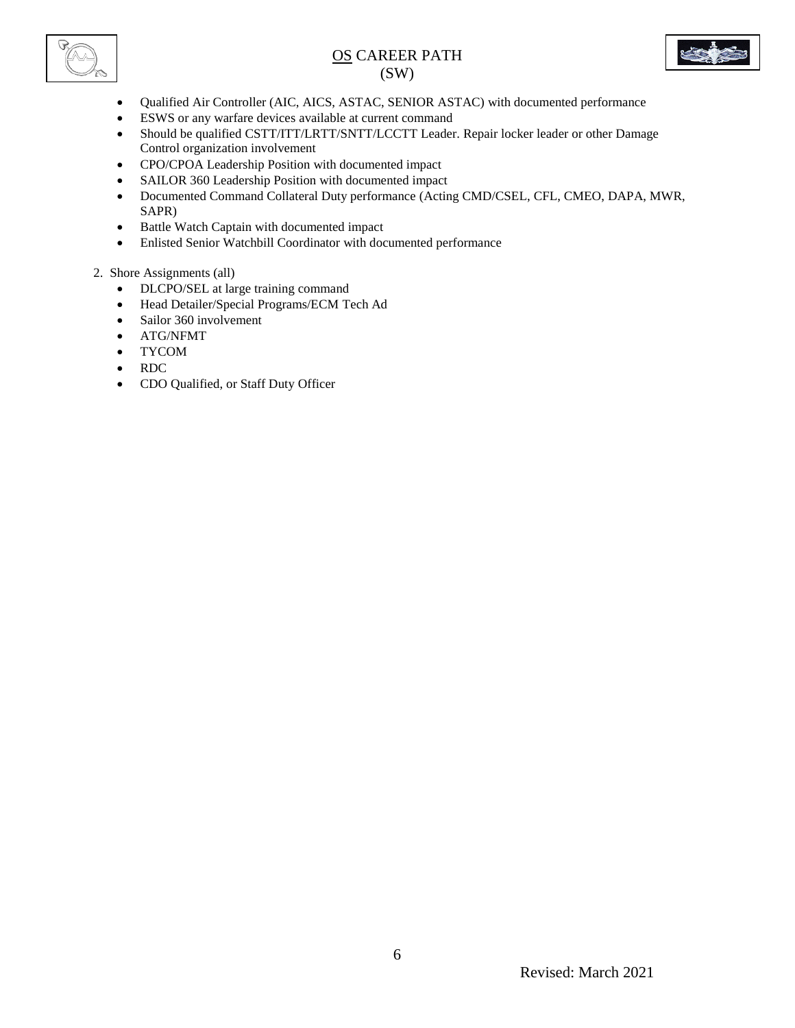- Qualified Air Controller (AIC, AICS, ASTAC, SENIOR ASTAC) with documented performance
- ESWS or any warfare devices available at current command
- Should be qualified CSTT/ITT/LRTT/SNTT/LCCTT Leader. Repair locker leader or other Damage Control organization involvement
- CPO/CPOA Leadership Position with documented impact
- SAILOR 360 Leadership Position with documented impact
- Documented Command Collateral Duty performance (Acting CMD/CSEL, CFL, CMEO, DAPA, MWR, SAPR)
- Battle Watch Captain with documented impact
- Enlisted Senior Watchbill Coordinator with documented performance

2. Shore Assignments (all)
   - DLCPO/SEL at large training command
   - Head Detailer/Special Programs/ECM Tech Ad
   - Sailor 360 involvement
   - ATG/NFMT
   - TYCOM
   - RDC
   - CDO Qualified, or Staff Duty Officer